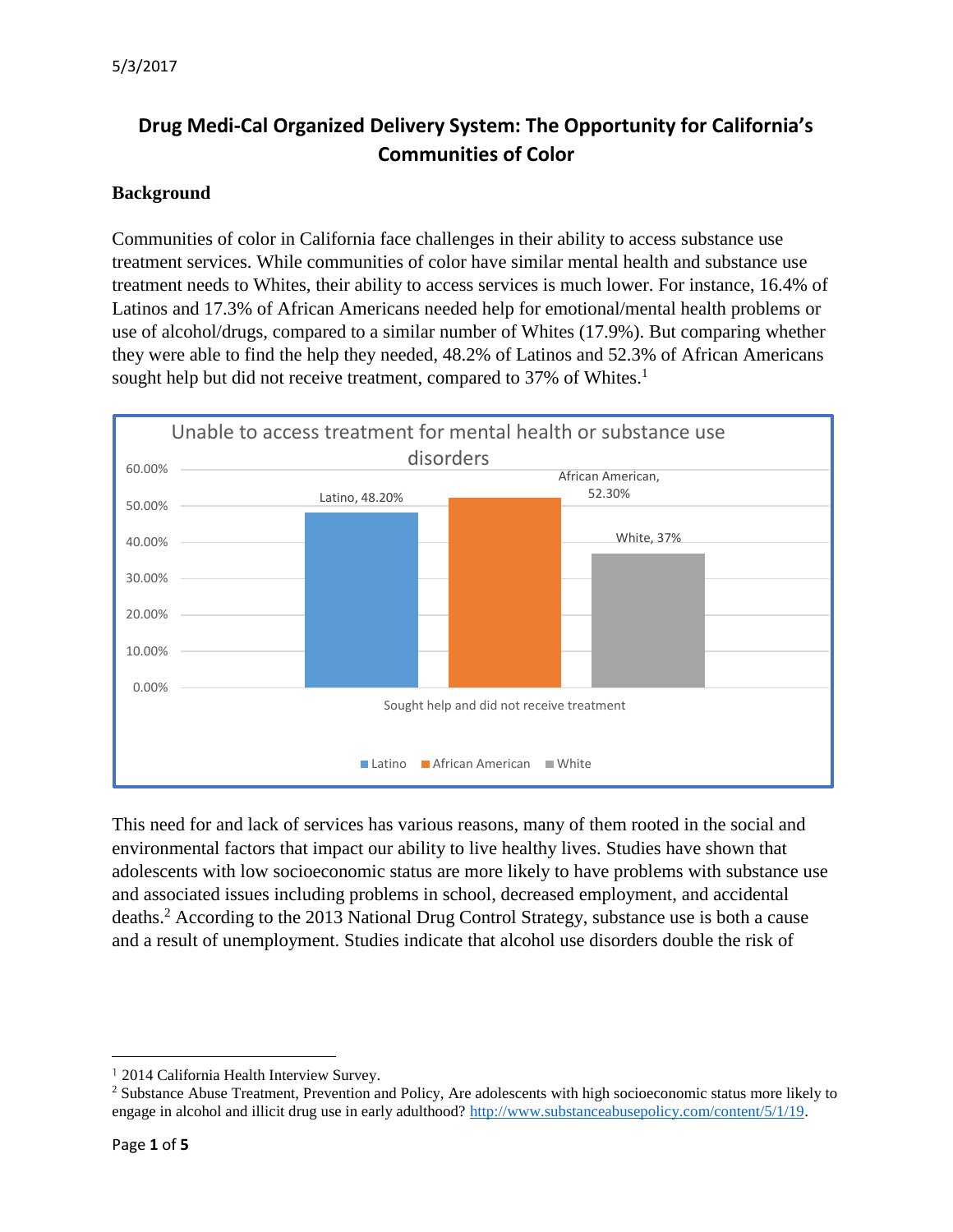5/3/2017

# Drug Medi-Cal Organized Delivery System: The Opportunity for California's Communities of Color

## Background

Communities of color in California face challenges in their ability to access substance use treatment services. While communities of color have similar mental health and substance use treatment needs to Whites, their ability to access services is much lower. For instance, 16.4% of Latinos and 17.3% of African Americans needed help for emotional/mental health problems or use of alcohol/drugs, compared to a similar number of Whites (17.9%). But comparing whether they were able to find the help they needed, 48.2% of Latinos and 52.3% of African Americans sought help but did not receive treatment, compared to 37% of Whites.[1]

**Unable to access treatment for mental health or substance use disorders**

| Sought help and did not receive treatment | Latino | African American | White |
|---|---|---|---|
| | 48.20% | 52.30% | 37% |

This need for and lack of services has various reasons, many of them rooted in the social and environmental factors that impact our ability to live healthy lives. Studies have shown that adolescents with low socioeconomic status are more likely to have problems with substance use and associated issues including problems in school, decreased employment, and accidental deaths.[2] According to the 2013 National Drug Control Strategy, substance use is both a cause and a result of unemployment. Studies indicate that alcohol use disorders double the risk of

---

[1] 2014 California Health Interview Survey.

[2] Substance Abuse Treatment, Prevention and Policy, Are adolescents with high socioeconomic status more likely to engage in alcohol and illicit drug use in early adulthood? http://www.substanceabusepolicy.com/content/5/1/19.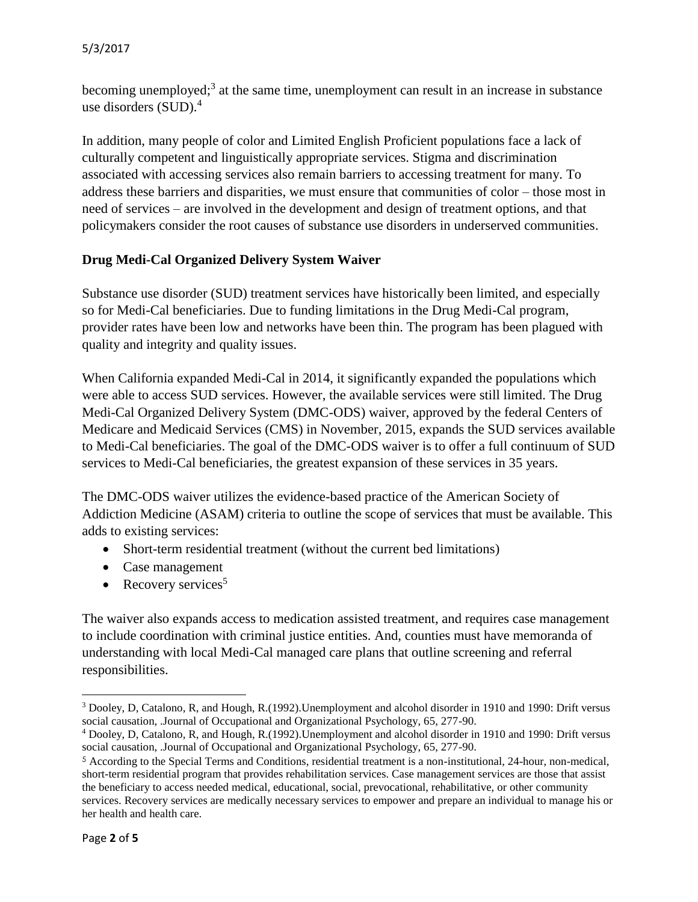becoming unemployed;[3] at the same time, unemployment can result in an increase in substance use disorders (SUD).[4]

In addition, many people of color and Limited English Proficient populations face a lack of culturally competent and linguistically appropriate services. Stigma and discrimination associated with accessing services also remain barriers to accessing treatment for many. To address these barriers and disparities, we must ensure that communities of color – those most in need of services – are involved in the development and design of treatment options, and that policymakers consider the root causes of substance use disorders in underserved communities.

**Drug Medi-Cal Organized Delivery System Waiver**

Substance use disorder (SUD) treatment services have historically been limited, and especially so for Medi-Cal beneficiaries. Due to funding limitations in the Drug Medi-Cal program, provider rates have been low and networks have been thin. The program has been plagued with quality and integrity and quality issues.

When California expanded Medi-Cal in 2014, it significantly expanded the populations which were able to access SUD services. However, the available services were still limited. The Drug Medi-Cal Organized Delivery System (DMC-ODS) waiver, approved by the federal Centers of Medicare and Medicaid Services (CMS) in November, 2015, expands the SUD services available to Medi-Cal beneficiaries. The goal of the DMC-ODS waiver is to offer a full continuum of SUD services to Medi-Cal beneficiaries, the greatest expansion of these services in 35 years.

The DMC-ODS waiver utilizes the evidence-based practice of the American Society of Addiction Medicine (ASAM) criteria to outline the scope of services that must be available. This adds to existing services:

- Short-term residential treatment (without the current bed limitations)
- Case management
- Recovery services[5]

The waiver also expands access to medication assisted treatment, and requires case management to include coordination with criminal justice entities. And, counties must have memoranda of understanding with local Medi-Cal managed care plans that outline screening and referral responsibilities.

---

[3] Dooley, D, Catalono, R, and Hough, R.(1992).Unemployment and alcohol disorder in 1910 and 1990: Drift versus social causation, .Journal of Occupational and Organizational Psychology, 65, 277-90.

[4] Dooley, D, Catalono, R, and Hough, R.(1992).Unemployment and alcohol disorder in 1910 and 1990: Drift versus social causation, .Journal of Occupational and Organizational Psychology, 65, 277-90.

[5] According to the Special Terms and Conditions, residential treatment is a non-institutional, 24-hour, non-medical, short-term residential program that provides rehabilitation services. Case management services are those that assist the beneficiary to access needed medical, educational, social, prevocational, rehabilitative, or other community services. Recovery services are medically necessary services to empower and prepare an individual to manage his or her health and health care.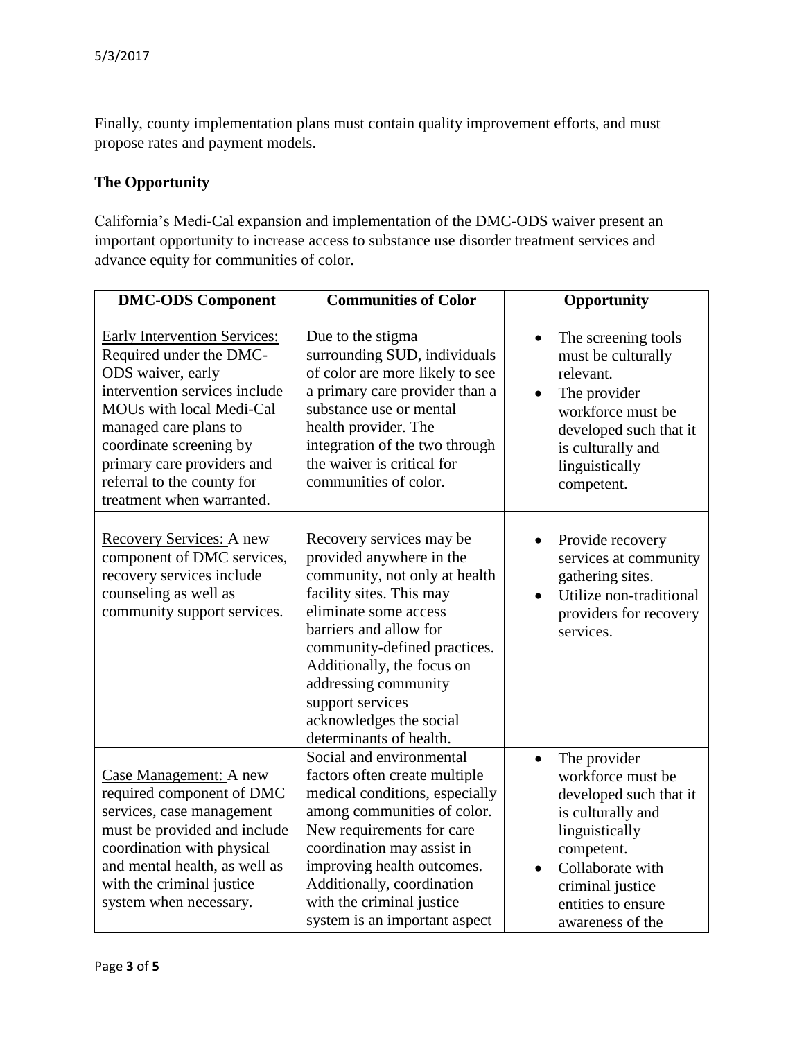Finally, county implementation plans must contain quality improvement efforts, and must propose rates and payment models.

## The Opportunity

California's Medi-Cal expansion and implementation of the DMC-ODS waiver present an important opportunity to increase access to substance use disorder treatment services and advance equity for communities of color.

| DMC-ODS Component | Communities of Color | Opportunity |
|---|---|---|
| Early Intervention Services: Required under the DMC-ODS waiver, early intervention services include MOUs with local Medi-Cal managed care plans to coordinate screening by primary care providers and referral to the county for treatment when warranted. | Due to the stigma surrounding SUD, individuals of color are more likely to see a primary care provider than a substance use or mental health provider. The integration of the two through the waiver is critical for communities of color. | • The screening tools must be culturally relevant.<br>• The provider workforce must be developed such that it is culturally and linguistically competent. |
| Recovery Services: A new component of DMC services, recovery services include counseling as well as community support services. | Recovery services may be provided anywhere in the community, not only at health facility sites. This may eliminate some access barriers and allow for community-defined practices. Additionally, the focus on addressing community support services acknowledges the social determinants of health. | • Provide recovery services at community gathering sites.<br>• Utilize non-traditional providers for recovery services. |
| Case Management: A new required component of DMC services, case management must be provided and include coordination with physical and mental health, as well as with the criminal justice system when necessary. | Social and environmental factors often create multiple medical conditions, especially among communities of color. New requirements for care coordination may assist in improving health outcomes. Additionally, coordination with the criminal justice system is an important aspect | • The provider workforce must be developed such that it is culturally and linguistically competent.<br>• Collaborate with criminal justice entities to ensure awareness of the |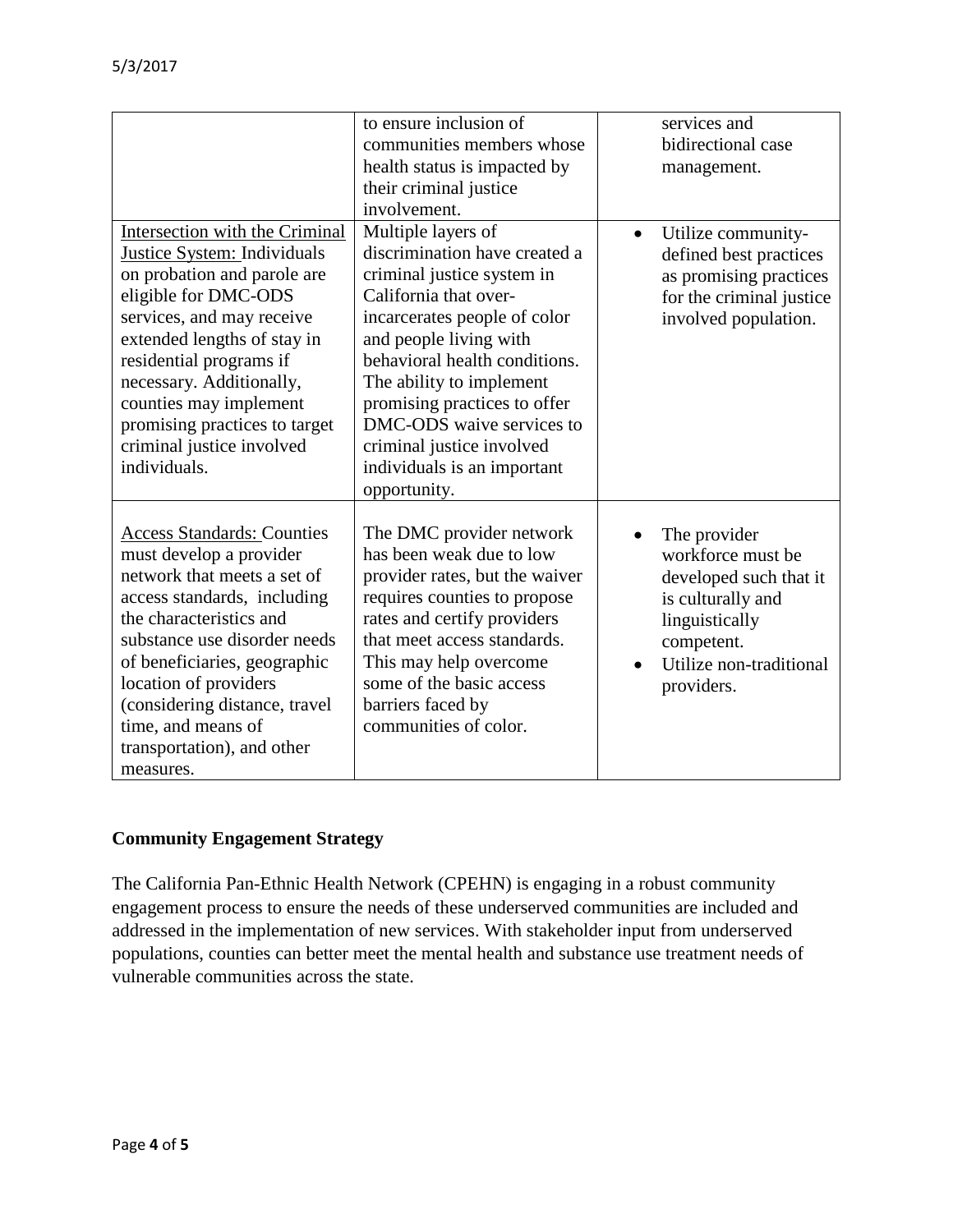| | | |
|---|---|---|
| | to ensure inclusion of communities members whose health status is impacted by their criminal justice involvement. | services and bidirectional case management. |
| Intersection with the Criminal Justice System: Individuals on probation and parole are eligible for DMC-ODS services, and may receive extended lengths of stay in residential programs if necessary. Additionally, counties may implement promising practices to target criminal justice involved individuals. | Multiple layers of discrimination have created a criminal justice system in California that over-incarcerates people of color and people living with behavioral health conditions. The ability to implement promising practices to offer DMC-ODS waive services to criminal justice involved individuals is an important opportunity. | • Utilize community-defined best practices as promising practices for the criminal justice involved population. |
| Access Standards: Counties must develop a provider network that meets a set of access standards, including the characteristics and substance use disorder needs of beneficiaries, geographic location of providers (considering distance, travel time, and means of transportation), and other measures. | The DMC provider network has been weak due to low provider rates, but the waiver requires counties to propose rates and certify providers that meet access standards. This may help overcome some of the basic access barriers faced by communities of color. | • The provider workforce must be developed such that it is culturally and linguistically competent.<br>• Utilize non-traditional providers. |

**Community Engagement Strategy**

The California Pan-Ethnic Health Network (CPEHN) is engaging in a robust community engagement process to ensure the needs of these underserved communities are included and addressed in the implementation of new services. With stakeholder input from underserved populations, counties can better meet the mental health and substance use treatment needs of vulnerable communities across the state.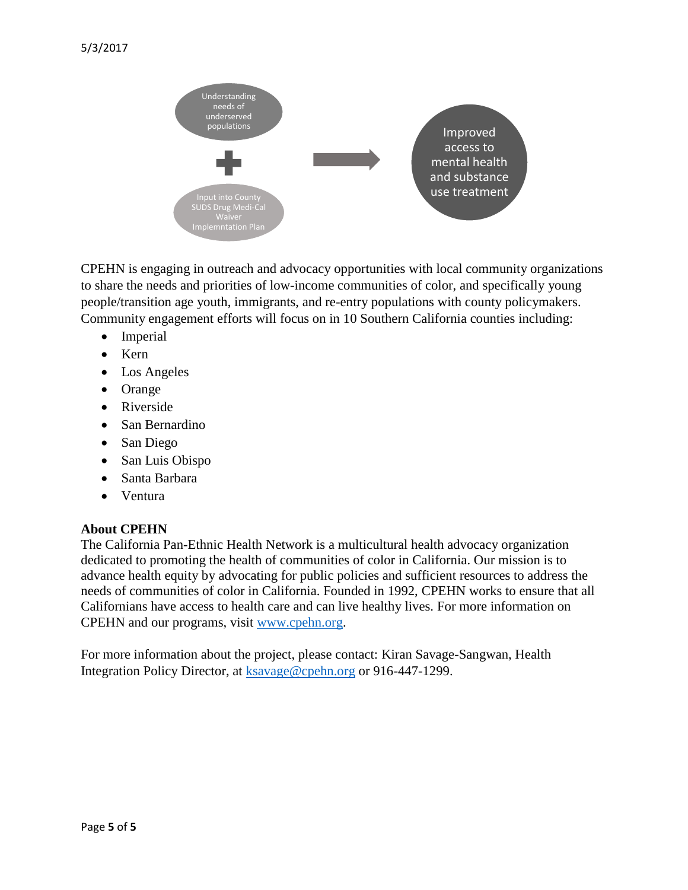Understanding needs of underserved populations

+

Input into County SUDS Drug Medi-Cal Waiver Implemntation Plan

Improved access to mental health and substance use treatment

CPEHN is engaging in outreach and advocacy opportunities with local community organizations to share the needs and priorities of low-income communities of color, and specifically young people/transition age youth, immigrants, and re-entry populations with county policymakers. Community engagement efforts will focus on in 10 Southern California counties including:

- Imperial
- Kern
- Los Angeles
- Orange
- Riverside
- San Bernardino
- San Diego
- San Luis Obispo
- Santa Barbara
- Ventura

**About CPEHN**

The California Pan-Ethnic Health Network is a multicultural health advocacy organization dedicated to promoting the health of communities of color in California. Our mission is to advance health equity by advocating for public policies and sufficient resources to address the needs of communities of color in California. Founded in 1992, CPEHN works to ensure that all Californians have access to health care and can live healthy lives. For more information on CPEHN and our programs, visit [www.cpehn.org](http://www.cpehn.org).

For more information about the project, please contact: Kiran Savage-Sangwan, Health Integration Policy Director, at [ksavage@cpehn.org](mailto:ksavage@cpehn.org) or 916-447-1299.